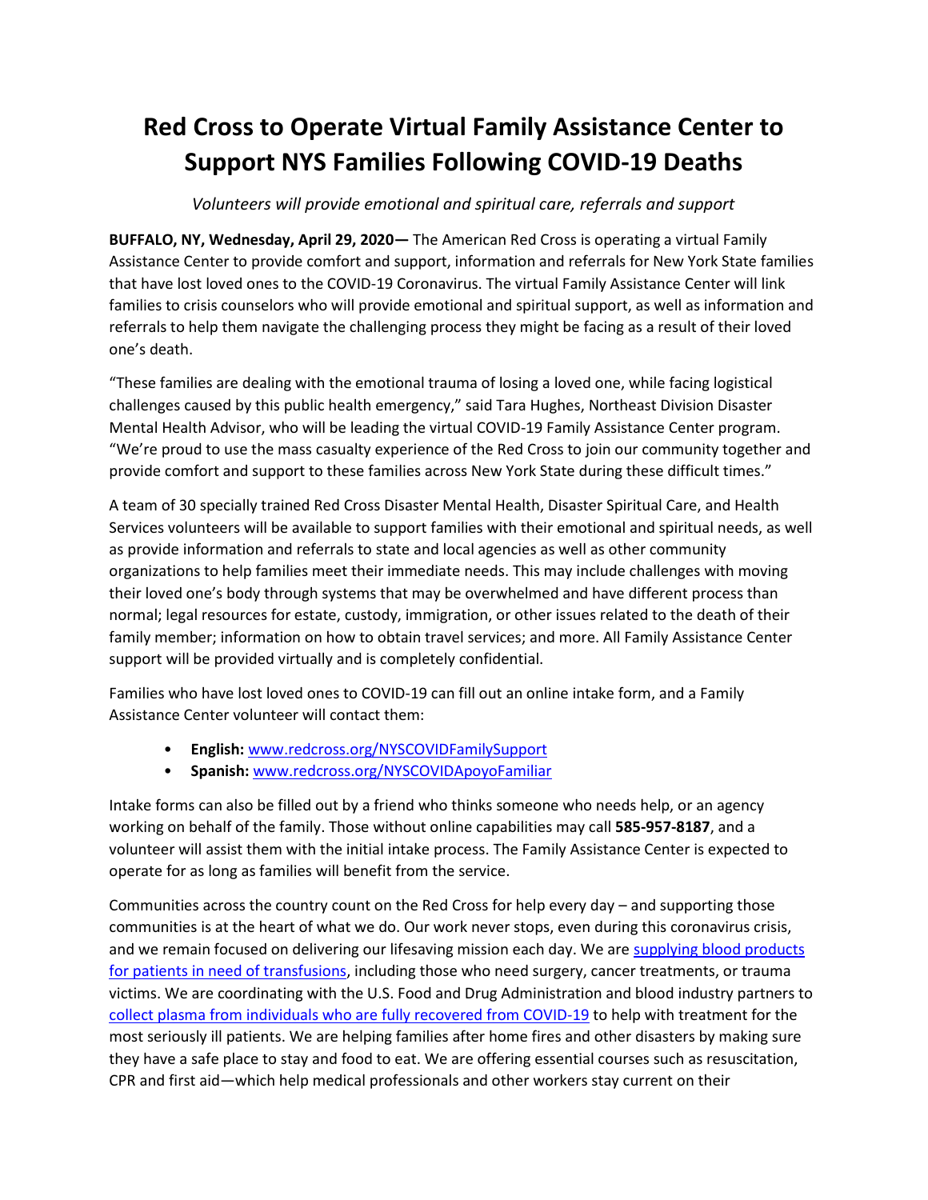# Red Cross to Operate Virtual Family Assistance Center to Support NYS Families Following COVID-19 Deaths

*Volunteers will provide emotional and spiritual care, referrals and support*

**BUFFALO, NY, Wednesday, April 29, 2020—** The American Red Cross is operating a virtual Family Assistance Center to provide comfort and support, information and referrals for New York State families that have lost loved ones to the COVID-19 Coronavirus. The virtual Family Assistance Center will link families to crisis counselors who will provide emotional and spiritual support, as well as information and referrals to help them navigate the challenging process they might be facing as a result of their loved one's death.

"These families are dealing with the emotional trauma of losing a loved one, while facing logistical challenges caused by this public health emergency," said Tara Hughes, Northeast Division Disaster Mental Health Advisor, who will be leading the virtual COVID-19 Family Assistance Center program. "We're proud to use the mass casualty experience of the Red Cross to join our community together and provide comfort and support to these families across New York State during these difficult times."

A team of 30 specially trained Red Cross Disaster Mental Health, Disaster Spiritual Care, and Health Services volunteers will be available to support families with their emotional and spiritual needs, as well as provide information and referrals to state and local agencies as well as other community organizations to help families meet their immediate needs. This may include challenges with moving their loved one's body through systems that may be overwhelmed and have different process than normal; legal resources for estate, custody, immigration, or other issues related to the death of their family member; information on how to obtain travel services; and more. All Family Assistance Center support will be provided virtually and is completely confidential.

Families who have lost loved ones to COVID-19 can fill out an online intake form, and a Family Assistance Center volunteer will contact them:

- **English:** www.redcross.org/NYSCOVIDFamilySupport
- **Spanish:** www.redcross.org/NYSCOVIDApoyoFamiliar

Intake forms can also be filled out by a friend who thinks someone who needs help, or an agency working on behalf of the family. Those without online capabilities may call **585-957-8187**, and a volunteer will assist them with the initial intake process. The Family Assistance Center is expected to operate for as long as families will benefit from the service.

Communities across the country count on the Red Cross for help every day – and supporting those communities is at the heart of what we do. Our work never stops, even during this coronavirus crisis, and we remain focused on delivering our lifesaving mission each day. We are supplying blood products for patients in need of transfusions, including those who need surgery, cancer treatments, or trauma victims. We are coordinating with the U.S. Food and Drug Administration and blood industry partners to collect plasma from individuals who are fully recovered from COVID-19 to help with treatment for the most seriously ill patients. We are helping families after home fires and other disasters by making sure they have a safe place to stay and food to eat. We are offering essential courses such as resuscitation, CPR and first aid—which help medical professionals and other workers stay current on their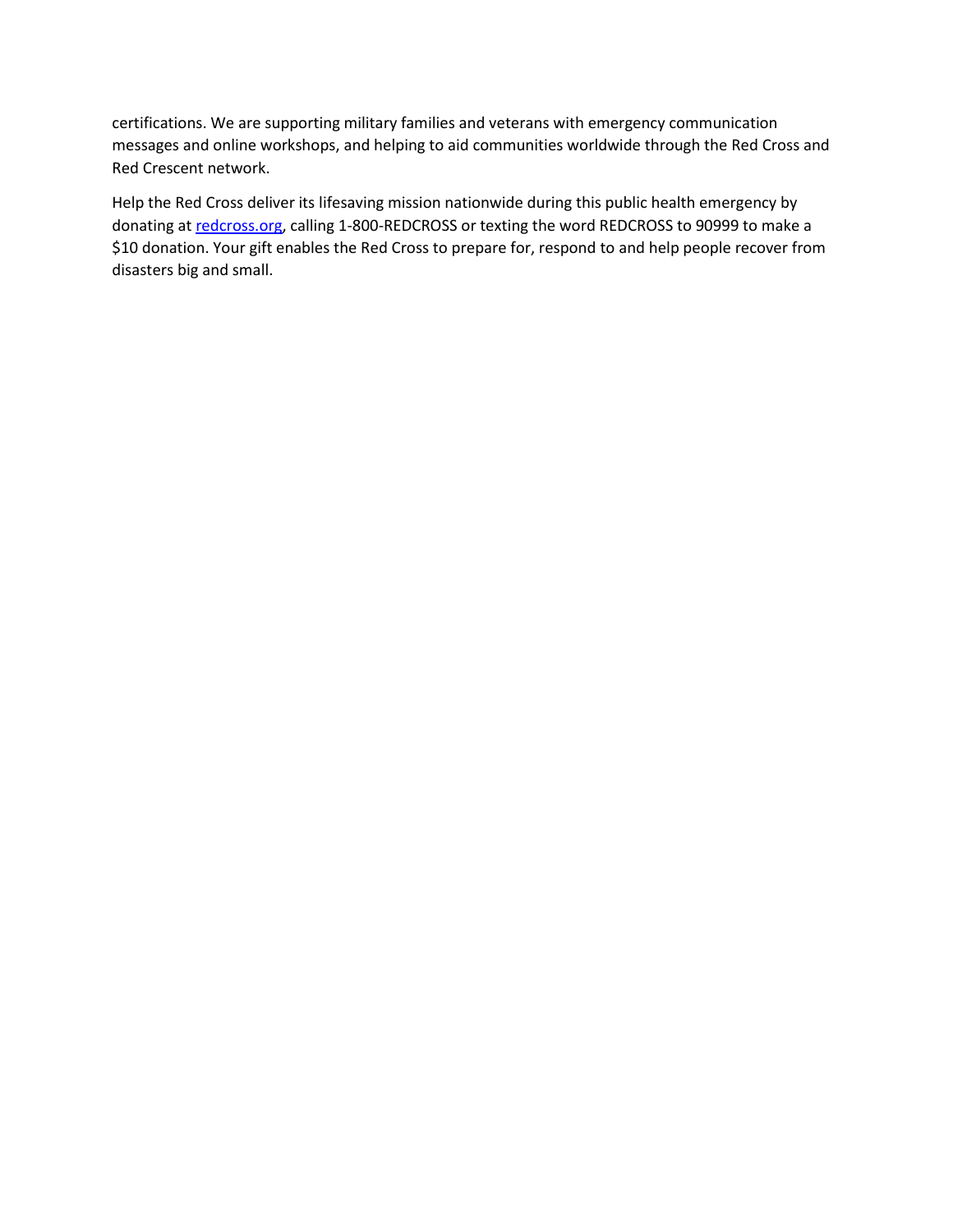certifications. We are supporting military families and veterans with emergency communication messages and online workshops, and helping to aid communities worldwide through the Red Cross and Red Crescent network.

Help the Red Cross deliver its lifesaving mission nationwide during this public health emergency by donating at [redcross.org](redcross.org), calling 1-800-REDCROSS or texting the word REDCROSS to 90999 to make a $10 donation. Your gift enables the Red Cross to prepare for, respond to and help people recover from disasters big and small.